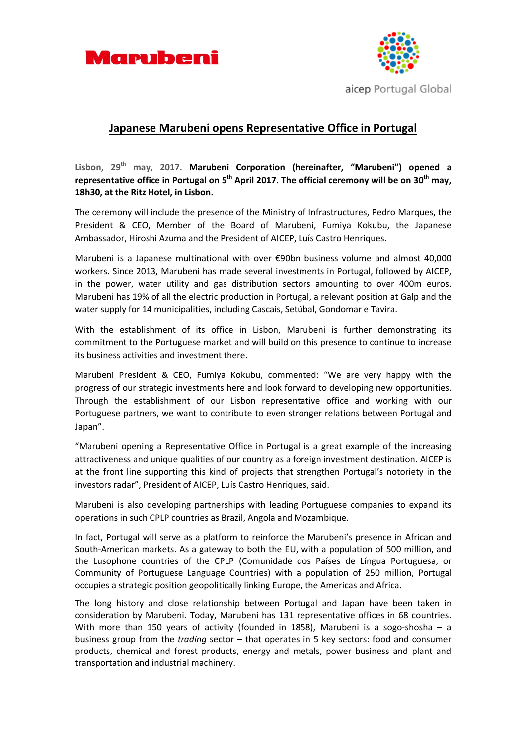# Japanese Marubeni opens Representative Office in Portugal

Lisbon, 29th may, 2017. **Marubeni Corporation (hereinafter, "Marubeni") opened a representative office in Portugal on 5th April 2017. The official ceremony will be on 30th may, 18h30, at the Ritz Hotel, in Lisbon.**

The ceremony will include the presence of the Ministry of Infrastructures, Pedro Marques, the President & CEO, Member of the Board of Marubeni, Fumiya Kokubu, the Japanese Ambassador, Hiroshi Azuma and the President of AICEP, Luís Castro Henriques.

Marubeni is a Japanese multinational with over €90bn business volume and almost 40,000 workers. Since 2013, Marubeni has made several investments in Portugal, followed by AICEP, in the power, water utility and gas distribution sectors amounting to over 400m euros. Marubeni has 19% of all the electric production in Portugal, a relevant position at Galp and the water supply for 14 municipalities, including Cascais, Setúbal, Gondomar e Tavira.

With the establishment of its office in Lisbon, Marubeni is further demonstrating its commitment to the Portuguese market and will build on this presence to continue to increase its business activities and investment there.

Marubeni President & CEO, Fumiya Kokubu, commented: "We are very happy with the progress of our strategic investments here and look forward to developing new opportunities. Through the establishment of our Lisbon representative office and working with our Portuguese partners, we want to contribute to even stronger relations between Portugal and Japan".

"Marubeni opening a Representative Office in Portugal is a great example of the increasing attractiveness and unique qualities of our country as a foreign investment destination. AICEP is at the front line supporting this kind of projects that strengthen Portugal's notoriety in the investors radar", President of AICEP, Luís Castro Henriques, said.

Marubeni is also developing partnerships with leading Portuguese companies to expand its operations in such CPLP countries as Brazil, Angola and Mozambique.

In fact, Portugal will serve as a platform to reinforce the Marubeni's presence in African and South-American markets. As a gateway to both the EU, with a population of 500 million, and the Lusophone countries of the CPLP (Comunidade dos Países de Língua Portuguesa, or Community of Portuguese Language Countries) with a population of 250 million, Portugal occupies a strategic position geopolitically linking Europe, the Americas and Africa.

The long history and close relationship between Portugal and Japan have been taken in consideration by Marubeni. Today, Marubeni has 131 representative offices in 68 countries. With more than 150 years of activity (founded in 1858), Marubeni is a sogo-shosha – a business group from the *trading* sector – that operates in 5 key sectors: food and consumer products, chemical and forest products, energy and metals, power business and plant and transportation and industrial machinery.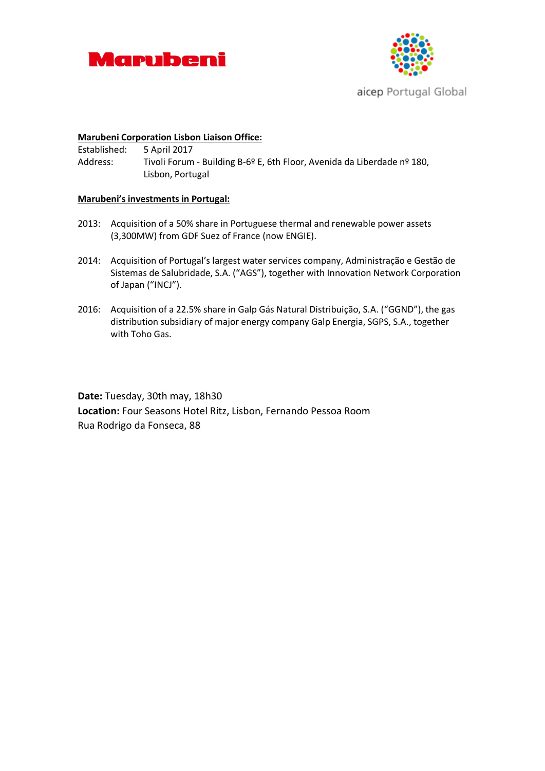Marubeni

aicep Portugal Global

**Marubeni Corporation Lisbon Liaison Office:**

Established: 5 April 2017

Address: Tivoli Forum - Building B-6º E, 6th Floor, Avenida da Liberdade nº 180, Lisbon, Portugal

**Marubeni's investments in Portugal:**

2013: Acquisition of a 50% share in Portuguese thermal and renewable power assets (3,300MW) from GDF Suez of France (now ENGIE).

2014: Acquisition of Portugal's largest water services company, Administração e Gestão de Sistemas de Salubridade, S.A. ("AGS"), together with Innovation Network Corporation of Japan ("INCJ").

2016: Acquisition of a 22.5% share in Galp Gás Natural Distribuição, S.A. ("GGND"), the gas distribution subsidiary of major energy company Galp Energia, SGPS, S.A., together with Toho Gas.

**Date:** Tuesday, 30th may, 18h30

**Location:** Four Seasons Hotel Ritz, Lisbon, Fernando Pessoa Room

Rua Rodrigo da Fonseca, 88